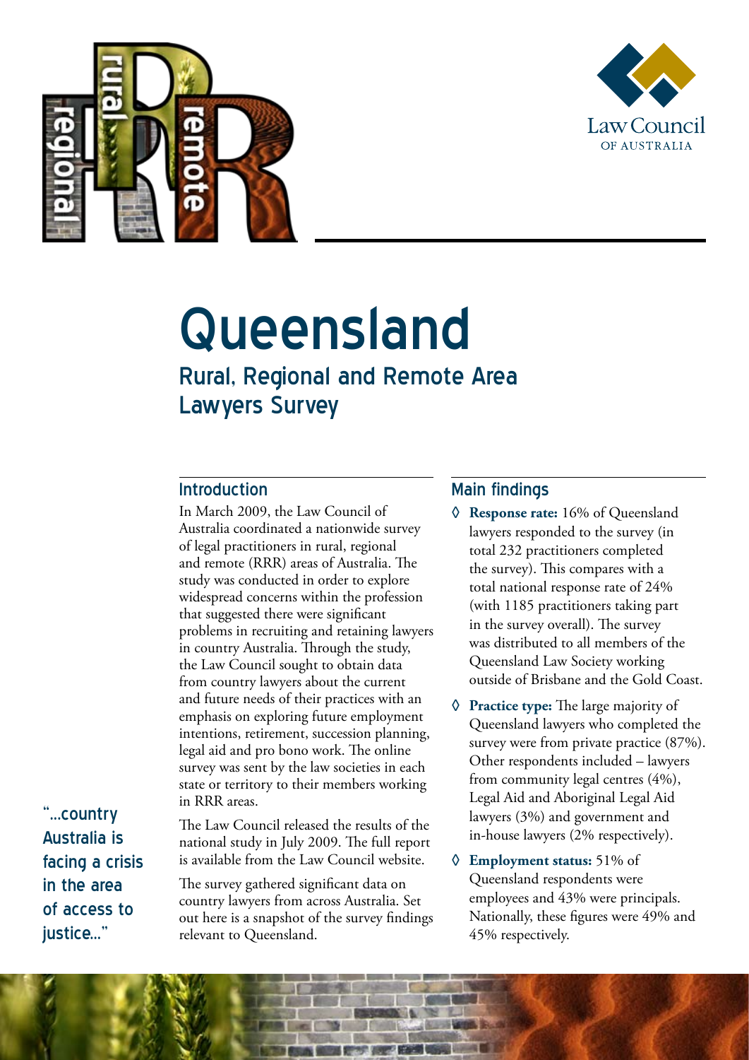# Queensland

## Rural, Regional and Remote Area Lawyers Survey

"...country Australia is facing a crisis in the area of access to justice..."

### Introduction

In March 2009, the Law Council of Australia coordinated a nationwide survey of legal practitioners in rural, regional and remote (RRR) areas of Australia. The study was conducted in order to explore widespread concerns within the profession that suggested there were significant problems in recruiting and retaining lawyers in country Australia. Through the study, the Law Council sought to obtain data from country lawyers about the current and future needs of their practices with an emphasis on exploring future employment intentions, retirement, succession planning, legal aid and pro bono work. The online survey was sent by the law societies in each state or territory to their members working in RRR areas.

The Law Council released the results of the national study in July 2009. The full report is available from the Law Council website.

The survey gathered significant data on country lawyers from across Australia. Set out here is a snapshot of the survey findings relevant to Queensland.

### Main findings

- **Response rate:** 16% of Queensland lawyers responded to the survey (in total 232 practitioners completed the survey). This compares with a total national response rate of 24% (with 1185 practitioners taking part in the survey overall). The survey was distributed to all members of the Queensland Law Society working outside of Brisbane and the Gold Coast.
- **Practice type:** The large majority of Queensland lawyers who completed the survey were from private practice (87%). Other respondents included – lawyers from community legal centres (4%), Legal Aid and Aboriginal Legal Aid lawyers (3%) and government and in-house lawyers (2% respectively).
- **Employment status:** 51% of Queensland respondents were employees and 43% were principals. Nationally, these figures were 49% and 45% respectively.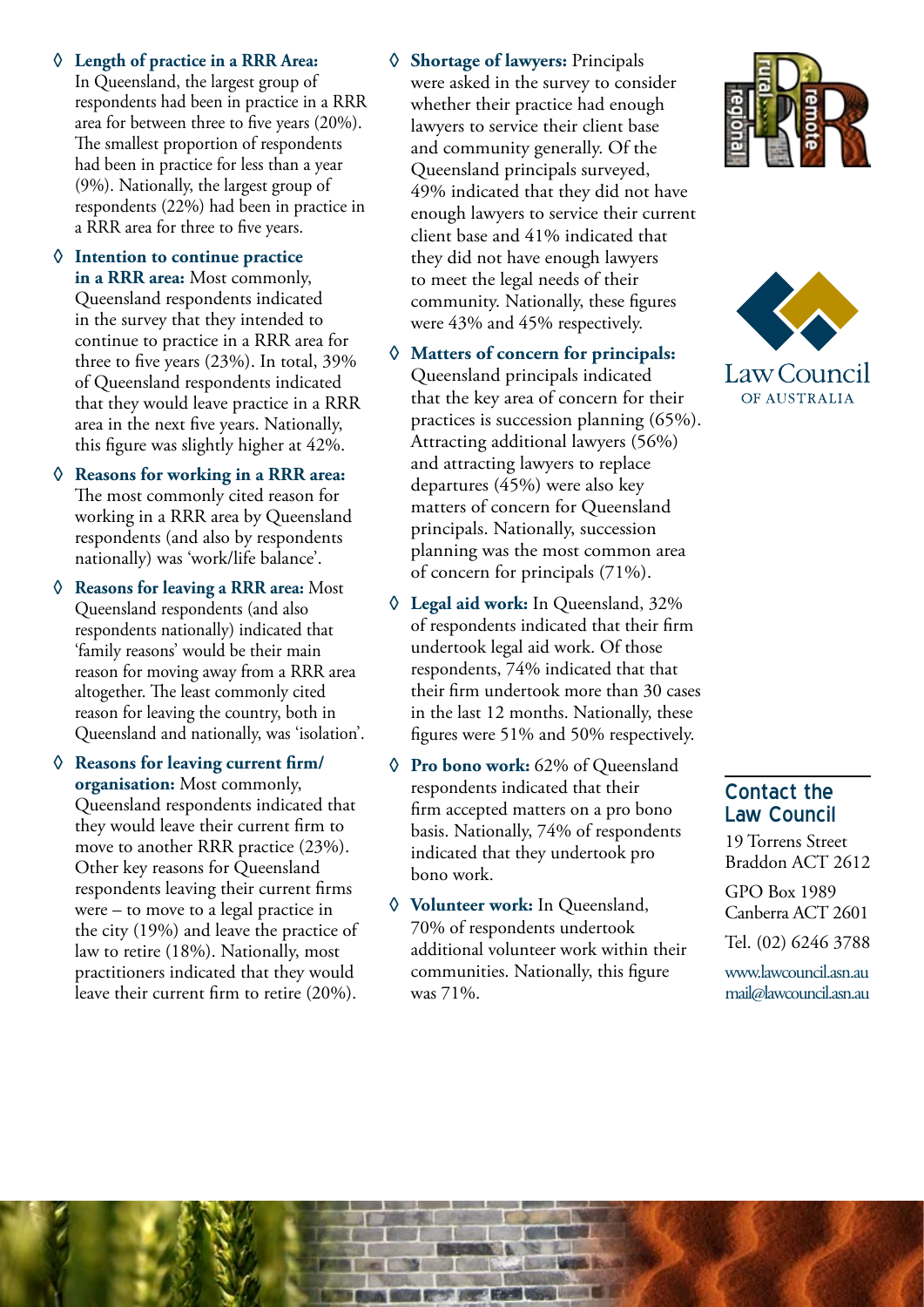- **Length of practice in a RRR Area:** In Queensland, the largest group of respondents had been in practice in a RRR area for between three to five years (20%). The smallest proportion of respondents had been in practice for less than a year (9%). Nationally, the largest group of respondents (22%) had been in practice in a RRR area for three to five years.
- **Intention to continue practice in a RRR area:** Most commonly, Queensland respondents indicated in the survey that they intended to continue to practice in a RRR area for three to five years (23%). In total, 39% of Queensland respondents indicated that they would leave practice in a RRR area in the next five years. Nationally, this figure was slightly higher at 42%.
- **Reasons for working in a RRR area:** The most commonly cited reason for working in a RRR area by Queensland respondents (and also by respondents nationally) was 'work/life balance'.
- **Reasons for leaving a RRR area:** Most Queensland respondents (and also respondents nationally) indicated that 'family reasons' would be their main reason for moving away from a RRR area altogether. The least commonly cited reason for leaving the country, both in Queensland and nationally, was 'isolation'.
- **Reasons for leaving current firm/organisation:** Most commonly, Queensland respondents indicated that they would leave their current firm to move to another RRR practice (23%). Other key reasons for Queensland respondents leaving their current firms were – to move to a legal practice in the city (19%) and leave the practice of law to retire (18%). Nationally, most practitioners indicated that they would leave their current firm to retire (20%).
- **Shortage of lawyers:** Principals were asked in the survey to consider whether their practice had enough lawyers to service their client base and community generally. Of the Queensland principals surveyed, 49% indicated that they did not have enough lawyers to service their current client base and 41% indicated that they did not have enough lawyers to meet the legal needs of their community. Nationally, these figures were 43% and 45% respectively.
- **Matters of concern for principals:** Queensland principals indicated that the key area of concern for their practices is succession planning (65%). Attracting additional lawyers (56%) and attracting lawyers to replace departures (45%) were also key matters of concern for Queensland principals. Nationally, succession planning was the most common area of concern for principals (71%).
- **Legal aid work:** In Queensland, 32% of respondents indicated that their firm undertook legal aid work. Of those respondents, 74% indicated that that their firm undertook more than 30 cases in the last 12 months. Nationally, these figures were 51% and 50% respectively.
- **Pro bono work:** 62% of Queensland respondents indicated that their firm accepted matters on a pro bono basis. Nationally, 74% of respondents indicated that they undertook pro bono work.
- **Volunteer work:** In Queensland, 70% of respondents undertook additional volunteer work within their communities. Nationally, this figure was 71%.

rural regional remote

Law Council OF AUSTRALIA

## Contact the Law Council

19 Torrens Street
Braddon ACT 2612

GPO Box 1989
Canberra ACT 2601

Tel. (02) 6246 3788

www.lawcouncil.asn.au
mail@lawcouncil.asn.au